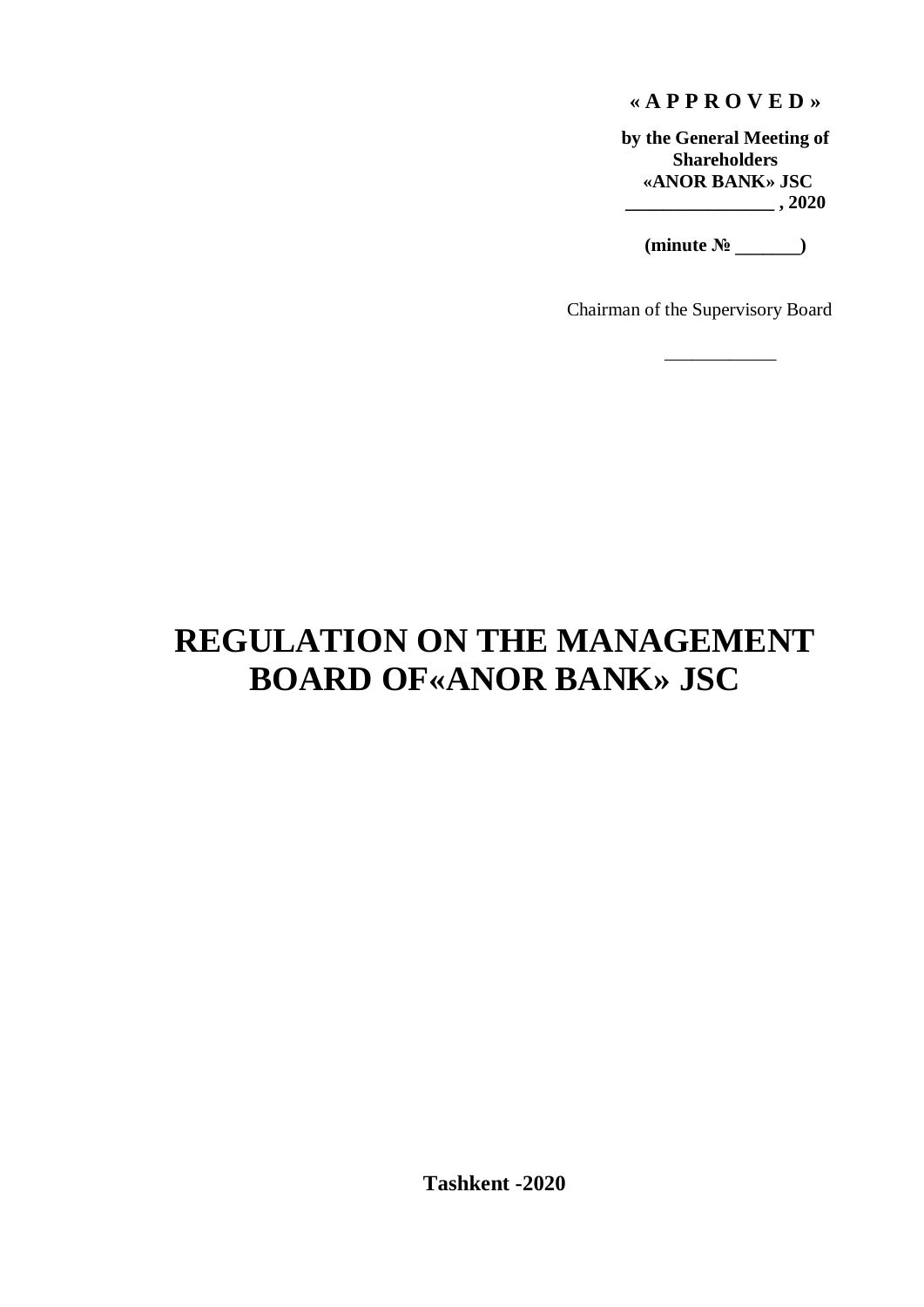**« A P P R O V E D »**

**by the General Meeting of Shareholders «ANOR BANK» JSC ________________ , 2020**

**(minute № _______)**

Chairman of the Supervisory Board

____________

# REGULATION ON THE MANAGEMENT BOARD OF«ANOR BANK» JSC

**Tashkent -2020**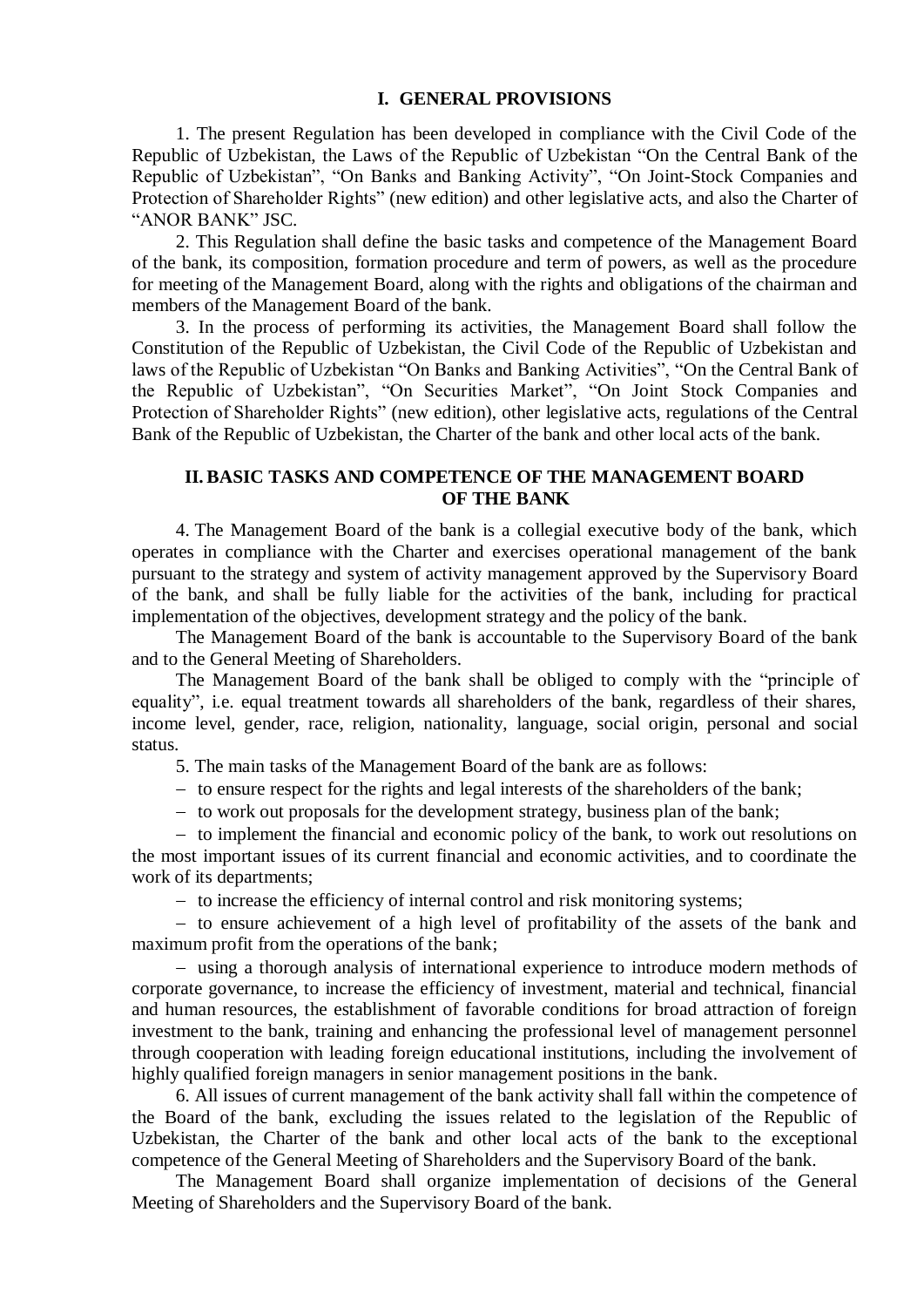## I. GENERAL PROVISIONS

1. The present Regulation has been developed in compliance with the Civil Code of the Republic of Uzbekistan, the Laws of the Republic of Uzbekistan "On the Central Bank of the Republic of Uzbekistan", "On Banks and Banking Activity", "On Joint-Stock Companies and Protection of Shareholder Rights" (new edition) and other legislative acts, and also the Charter of "ANOR BANK" JSC.

2. This Regulation shall define the basic tasks and competence of the Management Board of the bank, its composition, formation procedure and term of powers, as well as the procedure for meeting of the Management Board, along with the rights and obligations of the chairman and members of the Management Board of the bank.

3. In the process of performing its activities, the Management Board shall follow the Constitution of the Republic of Uzbekistan, the Civil Code of the Republic of Uzbekistan and laws of the Republic of Uzbekistan "On Banks and Banking Activities", "On the Central Bank of the Republic of Uzbekistan", "On Securities Market", "On Joint Stock Companies and Protection of Shareholder Rights" (new edition), other legislative acts, regulations of the Central Bank of the Republic of Uzbekistan, the Charter of the bank and other local acts of the bank.

## II. BASIC TASKS AND COMPETENCE OF THE MANAGEMENT BOARD OF THE BANK

4. The Management Board of the bank is a collegial executive body of the bank, which operates in compliance with the Charter and exercises operational management of the bank pursuant to the strategy and system of activity management approved by the Supervisory Board of the bank, and shall be fully liable for the activities of the bank, including for practical implementation of the objectives, development strategy and the policy of the bank.

The Management Board of the bank is accountable to the Supervisory Board of the bank and to the General Meeting of Shareholders.

The Management Board of the bank shall be obliged to comply with the "principle of equality", i.e. equal treatment towards all shareholders of the bank, regardless of their shares, income level, gender, race, religion, nationality, language, social origin, personal and social status.

5. The main tasks of the Management Board of the bank are as follows:

- to ensure respect for the rights and legal interests of the shareholders of the bank;
- to work out proposals for the development strategy, business plan of the bank;
- to implement the financial and economic policy of the bank, to work out resolutions on the most important issues of its current financial and economic activities, and to coordinate the work of its departments;
- to increase the efficiency of internal control and risk monitoring systems;
- to ensure achievement of a high level of profitability of the assets of the bank and maximum profit from the operations of the bank;
- using a thorough analysis of international experience to introduce modern methods of corporate governance, to increase the efficiency of investment, material and technical, financial and human resources, the establishment of favorable conditions for broad attraction of foreign investment to the bank, training and enhancing the professional level of management personnel through cooperation with leading foreign educational institutions, including the involvement of highly qualified foreign managers in senior management positions in the bank.

6. All issues of current management of the bank activity shall fall within the competence of the Board of the bank, excluding the issues related to the legislation of the Republic of Uzbekistan, the Charter of the bank and other local acts of the bank to the exceptional competence of the General Meeting of Shareholders and the Supervisory Board of the bank.

The Management Board shall organize implementation of decisions of the General Meeting of Shareholders and the Supervisory Board of the bank.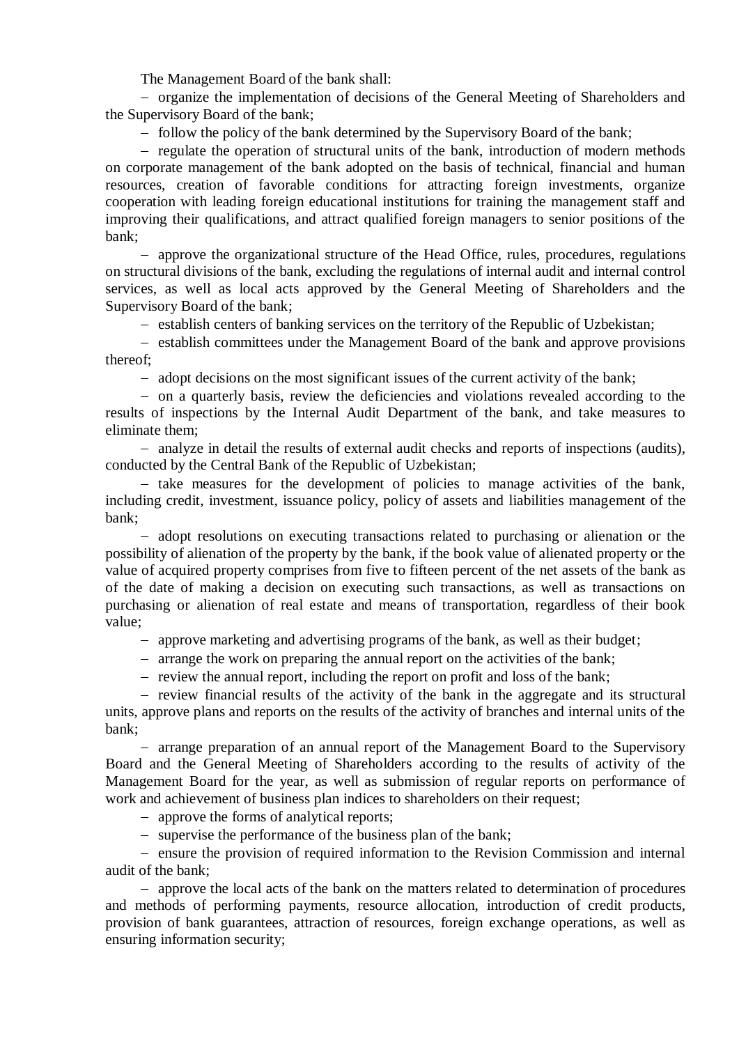The Management Board of the bank shall:

– organize the implementation of decisions of the General Meeting of Shareholders and the Supervisory Board of the bank;

– follow the policy of the bank determined by the Supervisory Board of the bank;

– regulate the operation of structural units of the bank, introduction of modern methods on corporate management of the bank adopted on the basis of technical, financial and human resources, creation of favorable conditions for attracting foreign investments, organize cooperation with leading foreign educational institutions for training the management staff and improving their qualifications, and attract qualified foreign managers to senior positions of the bank;

– approve the organizational structure of the Head Office, rules, procedures, regulations on structural divisions of the bank, excluding the regulations of internal audit and internal control services, as well as local acts approved by the General Meeting of Shareholders and the Supervisory Board of the bank;

– establish centers of banking services on the territory of the Republic of Uzbekistan;

– establish committees under the Management Board of the bank and approve provisions thereof;

– adopt decisions on the most significant issues of the current activity of the bank;

– on a quarterly basis, review the deficiencies and violations revealed according to the results of inspections by the Internal Audit Department of the bank, and take measures to eliminate them;

– analyze in detail the results of external audit checks and reports of inspections (audits), conducted by the Central Bank of the Republic of Uzbekistan;

– take measures for the development of policies to manage activities of the bank, including credit, investment, issuance policy, policy of assets and liabilities management of the bank;

– adopt resolutions on executing transactions related to purchasing or alienation or the possibility of alienation of the property by the bank, if the book value of alienated property or the value of acquired property comprises from five to fifteen percent of the net assets of the bank as of the date of making a decision on executing such transactions, as well as transactions on purchasing or alienation of real estate and means of transportation, regardless of their book value;

– approve marketing and advertising programs of the bank, as well as their budget;

– arrange the work on preparing the annual report on the activities of the bank;

– review the annual report, including the report on profit and loss of the bank;

– review financial results of the activity of the bank in the aggregate and its structural units, approve plans and reports on the results of the activity of branches and internal units of the bank;

– arrange preparation of an annual report of the Management Board to the Supervisory Board and the General Meeting of Shareholders according to the results of activity of the Management Board for the year, as well as submission of regular reports on performance of work and achievement of business plan indices to shareholders on their request;

– approve the forms of analytical reports;

– supervise the performance of the business plan of the bank;

– ensure the provision of required information to the Revision Commission and internal audit of the bank;

– approve the local acts of the bank on the matters related to determination of procedures and methods of performing payments, resource allocation, introduction of credit products, provision of bank guarantees, attraction of resources, foreign exchange operations, as well as ensuring information security;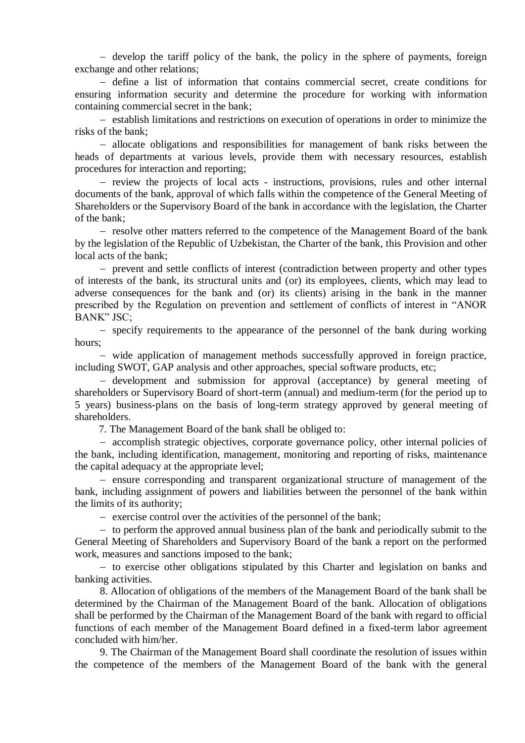– develop the tariff policy of the bank, the policy in the sphere of payments, foreign exchange and other relations;

– define a list of information that contains commercial secret, create conditions for ensuring information security and determine the procedure for working with information containing commercial secret in the bank;

– establish limitations and restrictions on execution of operations in order to minimize the risks of the bank;

– allocate obligations and responsibilities for management of bank risks between the heads of departments at various levels, provide them with necessary resources, establish procedures for interaction and reporting;

– review the projects of local acts - instructions, provisions, rules and other internal documents of the bank, approval of which falls within the competence of the General Meeting of Shareholders or the Supervisory Board of the bank in accordance with the legislation, the Charter of the bank;

– resolve other matters referred to the competence of the Management Board of the bank by the legislation of the Republic of Uzbekistan, the Charter of the bank, this Provision and other local acts of the bank;

– prevent and settle conflicts of interest (contradiction between property and other types of interests of the bank, its structural units and (or) its employees, clients, which may lead to adverse consequences for the bank and (or) its clients) arising in the bank in the manner prescribed by the Regulation on prevention and settlement of conflicts of interest in "ANOR BANK" JSC;

– specify requirements to the appearance of the personnel of the bank during working hours;

– wide application of management methods successfully approved in foreign practice, including SWOT, GAP analysis and other approaches, special software products, etc;

– development and submission for approval (acceptance) by general meeting of shareholders or Supervisory Board of short-term (annual) and medium-term (for the period up to 5 years) business-plans on the basis of long-term strategy approved by general meeting of shareholders.

7. The Management Board of the bank shall be obliged to:

– accomplish strategic objectives, corporate governance policy, other internal policies of the bank, including identification, management, monitoring and reporting of risks, maintenance the capital adequacy at the appropriate level;

– ensure corresponding and transparent organizational structure of management of the bank, including assignment of powers and liabilities between the personnel of the bank within the limits of its authority;

– exercise control over the activities of the personnel of the bank;

– to perform the approved annual business plan of the bank and periodically submit to the General Meeting of Shareholders and Supervisory Board of the bank a report on the performed work, measures and sanctions imposed to the bank;

– to exercise other obligations stipulated by this Charter and legislation on banks and banking activities.

8. Allocation of obligations of the members of the Management Board of the bank shall be determined by the Chairman of the Management Board of the bank. Allocation of obligations shall be performed by the Chairman of the Management Board of the bank with regard to official functions of each member of the Management Board defined in a fixed-term labor agreement concluded with him/her.

9. The Chairman of the Management Board shall coordinate the resolution of issues within the competence of the members of the Management Board of the bank with the general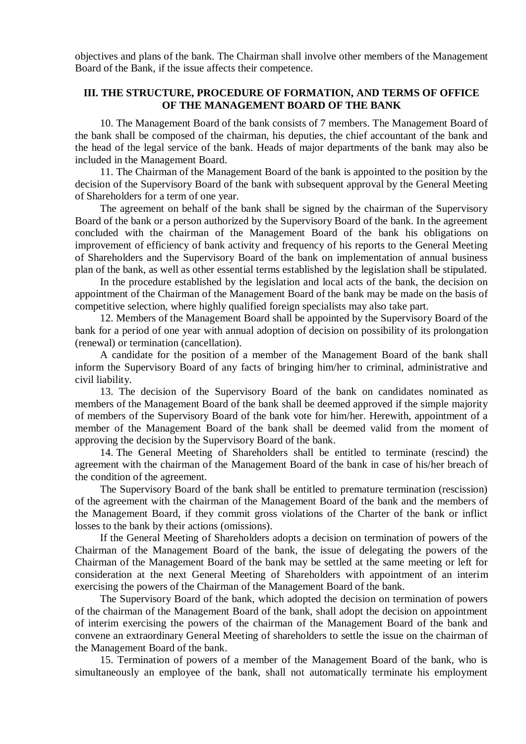objectives and plans of the bank. The Chairman shall involve other members of the Management Board of the Bank, if the issue affects their competence.

## III. THE STRUCTURE, PROCEDURE OF FORMATION, AND TERMS OF OFFICE OF THE MANAGEMENT BOARD OF THE BANK

10. The Management Board of the bank consists of 7 members. The Management Board of the bank shall be composed of the chairman, his deputies, the chief accountant of the bank and the head of the legal service of the bank. Heads of major departments of the bank may also be included in the Management Board.

11. The Chairman of the Management Board of the bank is appointed to the position by the decision of the Supervisory Board of the bank with subsequent approval by the General Meeting of Shareholders for a term of one year.

The agreement on behalf of the bank shall be signed by the chairman of the Supervisory Board of the bank or a person authorized by the Supervisory Board of the bank. In the agreement concluded with the chairman of the Management Board of the bank his obligations on improvement of efficiency of bank activity and frequency of his reports to the General Meeting of Shareholders and the Supervisory Board of the bank on implementation of annual business plan of the bank, as well as other essential terms established by the legislation shall be stipulated.

In the procedure established by the legislation and local acts of the bank, the decision on appointment of the Chairman of the Management Board of the bank may be made on the basis of competitive selection, where highly qualified foreign specialists may also take part.

12. Members of the Management Board shall be appointed by the Supervisory Board of the bank for a period of one year with annual adoption of decision on possibility of its prolongation (renewal) or termination (cancellation).

A candidate for the position of a member of the Management Board of the bank shall inform the Supervisory Board of any facts of bringing him/her to criminal, administrative and civil liability.

13. The decision of the Supervisory Board of the bank on candidates nominated as members of the Management Board of the bank shall be deemed approved if the simple majority of members of the Supervisory Board of the bank vote for him/her. Herewith, appointment of a member of the Management Board of the bank shall be deemed valid from the moment of approving the decision by the Supervisory Board of the bank.

14. The General Meeting of Shareholders shall be entitled to terminate (rescind) the agreement with the chairman of the Management Board of the bank in case of his/her breach of the condition of the agreement.

The Supervisory Board of the bank shall be entitled to premature termination (rescission) of the agreement with the chairman of the Management Board of the bank and the members of the Management Board, if they commit gross violations of the Charter of the bank or inflict losses to the bank by their actions (omissions).

If the General Meeting of Shareholders adopts a decision on termination of powers of the Chairman of the Management Board of the bank, the issue of delegating the powers of the Chairman of the Management Board of the bank may be settled at the same meeting or left for consideration at the next General Meeting of Shareholders with appointment of an interim exercising the powers of the Chairman of the Management Board of the bank.

The Supervisory Board of the bank, which adopted the decision on termination of powers of the chairman of the Management Board of the bank, shall adopt the decision on appointment of interim exercising the powers of the chairman of the Management Board of the bank and convene an extraordinary General Meeting of shareholders to settle the issue on the chairman of the Management Board of the bank.

15. Termination of powers of a member of the Management Board of the bank, who is simultaneously an employee of the bank, shall not automatically terminate his employment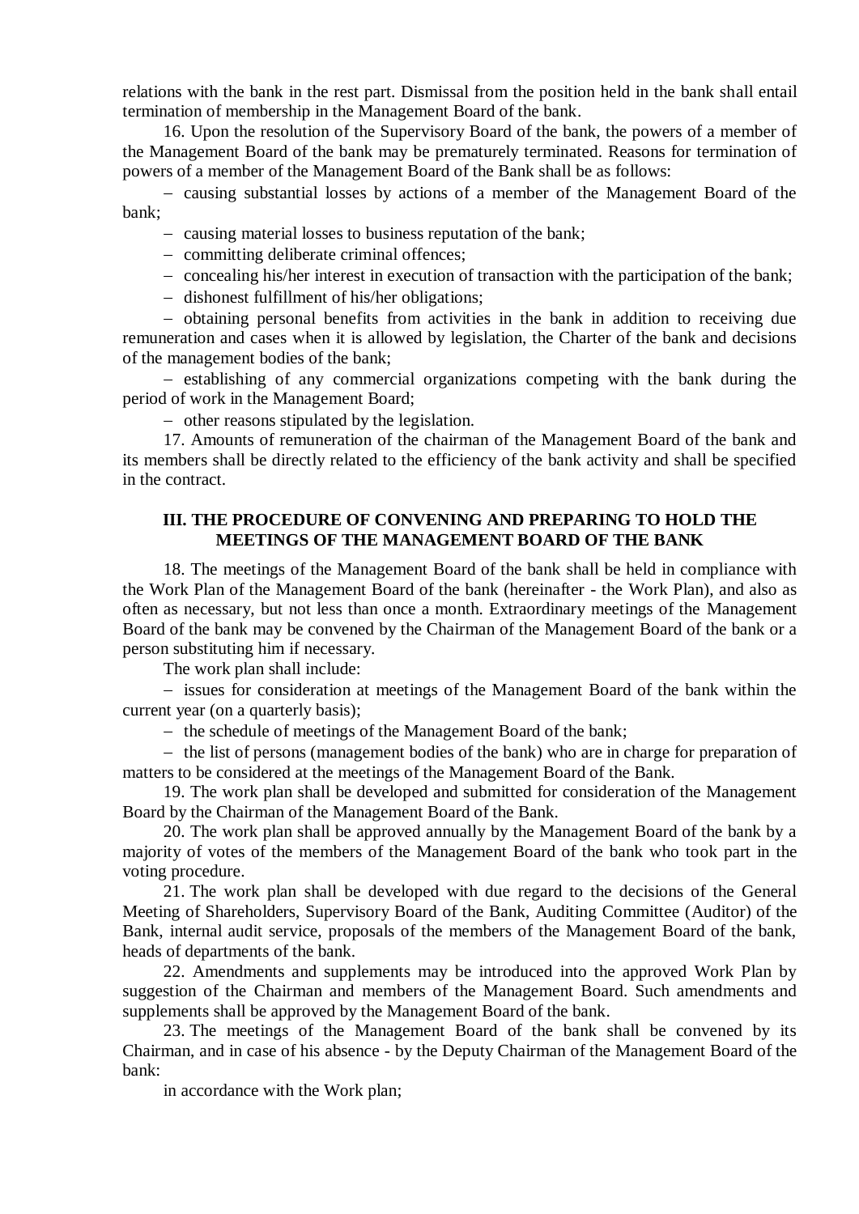relations with the bank in the rest part. Dismissal from the position held in the bank shall entail termination of membership in the Management Board of the bank.

16. Upon the resolution of the Supervisory Board of the bank, the powers of a member of the Management Board of the bank may be prematurely terminated. Reasons for termination of powers of a member of the Management Board of the Bank shall be as follows:

- causing substantial losses by actions of a member of the Management Board of the bank;
- causing material losses to business reputation of the bank;
- committing deliberate criminal offences;
- concealing his/her interest in execution of transaction with the participation of the bank;
- dishonest fulfillment of his/her obligations;
- obtaining personal benefits from activities in the bank in addition to receiving due remuneration and cases when it is allowed by legislation, the Charter of the bank and decisions of the management bodies of the bank;
- establishing of any commercial organizations competing with the bank during the period of work in the Management Board;
- other reasons stipulated by the legislation.

17. Amounts of remuneration of the chairman of the Management Board of the bank and its members shall be directly related to the efficiency of the bank activity and shall be specified in the contract.

## III. THE PROCEDURE OF CONVENING AND PREPARING TO HOLD THE MEETINGS OF THE MANAGEMENT BOARD OF THE BANK

18. The meetings of the Management Board of the bank shall be held in compliance with the Work Plan of the Management Board of the bank (hereinafter - the Work Plan), and also as often as necessary, but not less than once a month. Extraordinary meetings of the Management Board of the bank may be convened by the Chairman of the Management Board of the bank or a person substituting him if necessary.

The work plan shall include:

- issues for consideration at meetings of the Management Board of the bank within the current year (on a quarterly basis);
- the schedule of meetings of the Management Board of the bank;
- the list of persons (management bodies of the bank) who are in charge for preparation of matters to be considered at the meetings of the Management Board of the Bank.

19. The work plan shall be developed and submitted for consideration of the Management Board by the Chairman of the Management Board of the Bank.

20. The work plan shall be approved annually by the Management Board of the bank by a majority of votes of the members of the Management Board of the bank who took part in the voting procedure.

21. The work plan shall be developed with due regard to the decisions of the General Meeting of Shareholders, Supervisory Board of the Bank, Auditing Committee (Auditor) of the Bank, internal audit service, proposals of the members of the Management Board of the bank, heads of departments of the bank.

22. Amendments and supplements may be introduced into the approved Work Plan by suggestion of the Chairman and members of the Management Board. Such amendments and supplements shall be approved by the Management Board of the bank.

23. The meetings of the Management Board of the bank shall be convened by its Chairman, and in case of his absence - by the Deputy Chairman of the Management Board of the bank:

in accordance with the Work plan;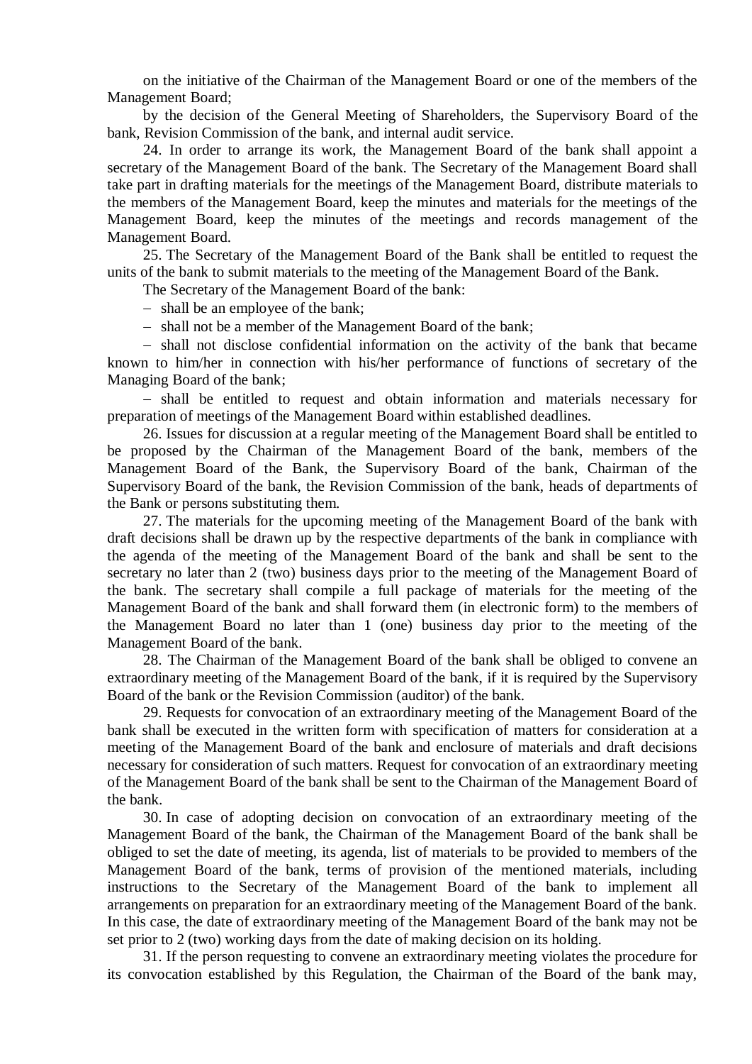on the initiative of the Chairman of the Management Board or one of the members of the Management Board;

by the decision of the General Meeting of Shareholders, the Supervisory Board of the bank, Revision Commission of the bank, and internal audit service.

24. In order to arrange its work, the Management Board of the bank shall appoint a secretary of the Management Board of the bank. The Secretary of the Management Board shall take part in drafting materials for the meetings of the Management Board, distribute materials to the members of the Management Board, keep the minutes and materials for the meetings of the Management Board, keep the minutes of the meetings and records management of the Management Board.

25. The Secretary of the Management Board of the Bank shall be entitled to request the units of the bank to submit materials to the meeting of the Management Board of the Bank.

The Secretary of the Management Board of the bank:

– shall be an employee of the bank;

– shall not be a member of the Management Board of the bank;

– shall not disclose confidential information on the activity of the bank that became known to him/her in connection with his/her performance of functions of secretary of the Managing Board of the bank;

– shall be entitled to request and obtain information and materials necessary for preparation of meetings of the Management Board within established deadlines.

26. Issues for discussion at a regular meeting of the Management Board shall be entitled to be proposed by the Chairman of the Management Board of the bank, members of the Management Board of the Bank, the Supervisory Board of the bank, Chairman of the Supervisory Board of the bank, the Revision Commission of the bank, heads of departments of the Bank or persons substituting them.

27. The materials for the upcoming meeting of the Management Board of the bank with draft decisions shall be drawn up by the respective departments of the bank in compliance with the agenda of the meeting of the Management Board of the bank and shall be sent to the secretary no later than 2 (two) business days prior to the meeting of the Management Board of the bank. The secretary shall compile a full package of materials for the meeting of the Management Board of the bank and shall forward them (in electronic form) to the members of the Management Board no later than 1 (one) business day prior to the meeting of the Management Board of the bank.

28. The Chairman of the Management Board of the bank shall be obliged to convene an extraordinary meeting of the Management Board of the bank, if it is required by the Supervisory Board of the bank or the Revision Commission (auditor) of the bank.

29. Requests for convocation of an extraordinary meeting of the Management Board of the bank shall be executed in the written form with specification of matters for consideration at a meeting of the Management Board of the bank and enclosure of materials and draft decisions necessary for consideration of such matters. Request for convocation of an extraordinary meeting of the Management Board of the bank shall be sent to the Chairman of the Management Board of the bank.

30. In case of adopting decision on convocation of an extraordinary meeting of the Management Board of the bank, the Chairman of the Management Board of the bank shall be obliged to set the date of meeting, its agenda, list of materials to be provided to members of the Management Board of the bank, terms of provision of the mentioned materials, including instructions to the Secretary of the Management Board of the bank to implement all arrangements on preparation for an extraordinary meeting of the Management Board of the bank. In this case, the date of extraordinary meeting of the Management Board of the bank may not be set prior to 2 (two) working days from the date of making decision on its holding.

31. If the person requesting to convene an extraordinary meeting violates the procedure for its convocation established by this Regulation, the Chairman of the Board of the bank may,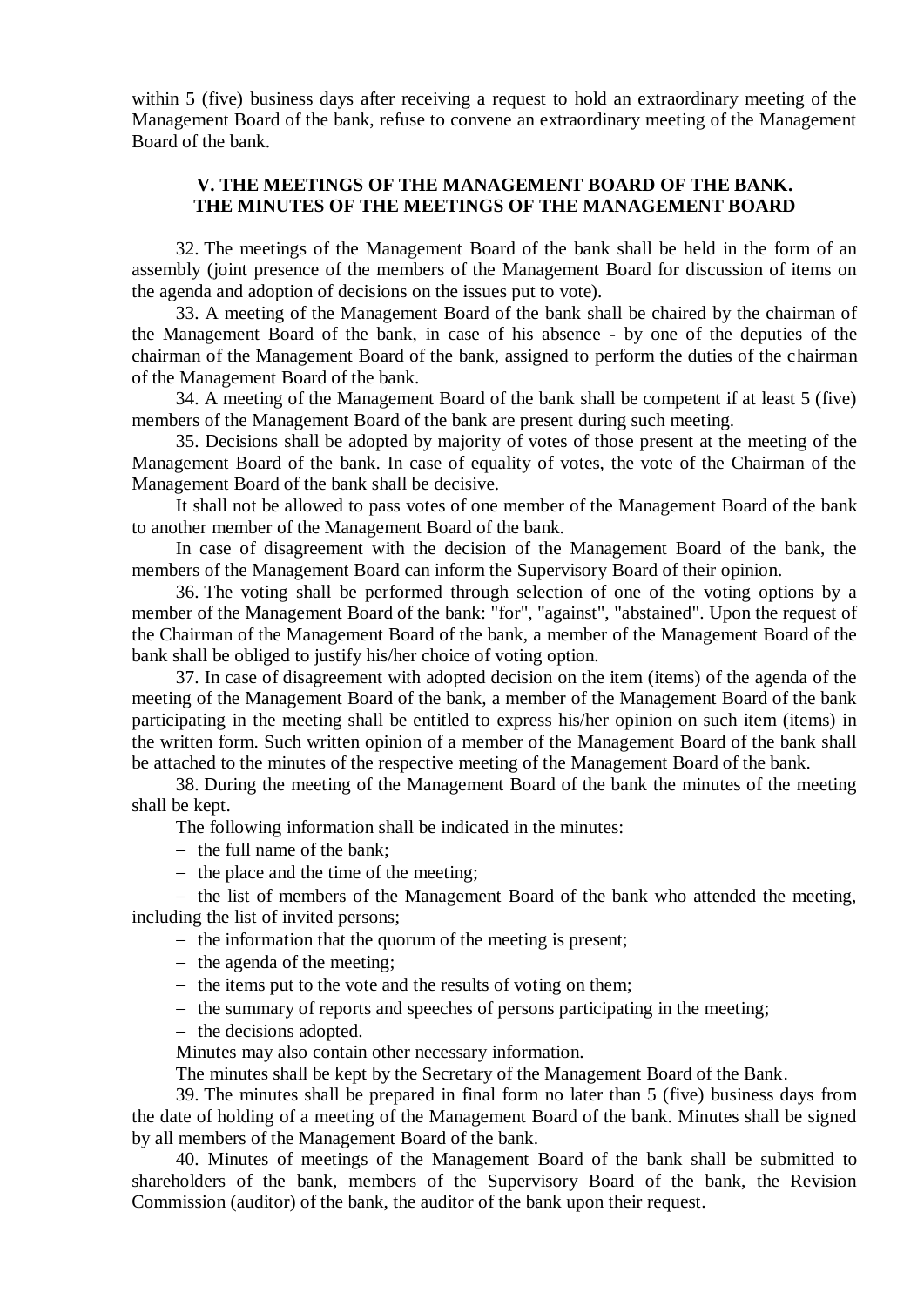within 5 (five) business days after receiving a request to hold an extraordinary meeting of the Management Board of the bank, refuse to convene an extraordinary meeting of the Management Board of the bank.

## V. THE MEETINGS OF THE MANAGEMENT BOARD OF THE BANK. THE MINUTES OF THE MEETINGS OF THE MANAGEMENT BOARD

32. The meetings of the Management Board of the bank shall be held in the form of an assembly (joint presence of the members of the Management Board for discussion of items on the agenda and adoption of decisions on the issues put to vote).

33. A meeting of the Management Board of the bank shall be chaired by the chairman of the Management Board of the bank, in case of his absence - by one of the deputies of the chairman of the Management Board of the bank, assigned to perform the duties of the chairman of the Management Board of the bank.

34. A meeting of the Management Board of the bank shall be competent if at least 5 (five) members of the Management Board of the bank are present during such meeting.

35. Decisions shall be adopted by majority of votes of those present at the meeting of the Management Board of the bank. In case of equality of votes, the vote of the Chairman of the Management Board of the bank shall be decisive.

It shall not be allowed to pass votes of one member of the Management Board of the bank to another member of the Management Board of the bank.

In case of disagreement with the decision of the Management Board of the bank, the members of the Management Board can inform the Supervisory Board of their opinion.

36. The voting shall be performed through selection of one of the voting options by a member of the Management Board of the bank: "for", "against", "abstained". Upon the request of the Chairman of the Management Board of the bank, a member of the Management Board of the bank shall be obliged to justify his/her choice of voting option.

37. In case of disagreement with adopted decision on the item (items) of the agenda of the meeting of the Management Board of the bank, a member of the Management Board of the bank participating in the meeting shall be entitled to express his/her opinion on such item (items) in the written form. Such written opinion of a member of the Management Board of the bank shall be attached to the minutes of the respective meeting of the Management Board of the bank.

38. During the meeting of the Management Board of the bank the minutes of the meeting shall be kept.

The following information shall be indicated in the minutes:

- the full name of the bank;
- the place and the time of the meeting;
- the list of members of the Management Board of the bank who attended the meeting, including the list of invited persons;
- the information that the quorum of the meeting is present;
- the agenda of the meeting;
- the items put to the vote and the results of voting on them;
- the summary of reports and speeches of persons participating in the meeting;
- the decisions adopted.

Minutes may also contain other necessary information.

The minutes shall be kept by the Secretary of the Management Board of the Bank.

39. The minutes shall be prepared in final form no later than 5 (five) business days from the date of holding of a meeting of the Management Board of the bank. Minutes shall be signed by all members of the Management Board of the bank.

40. Minutes of meetings of the Management Board of the bank shall be submitted to shareholders of the bank, members of the Supervisory Board of the bank, the Revision Commission (auditor) of the bank, the auditor of the bank upon their request.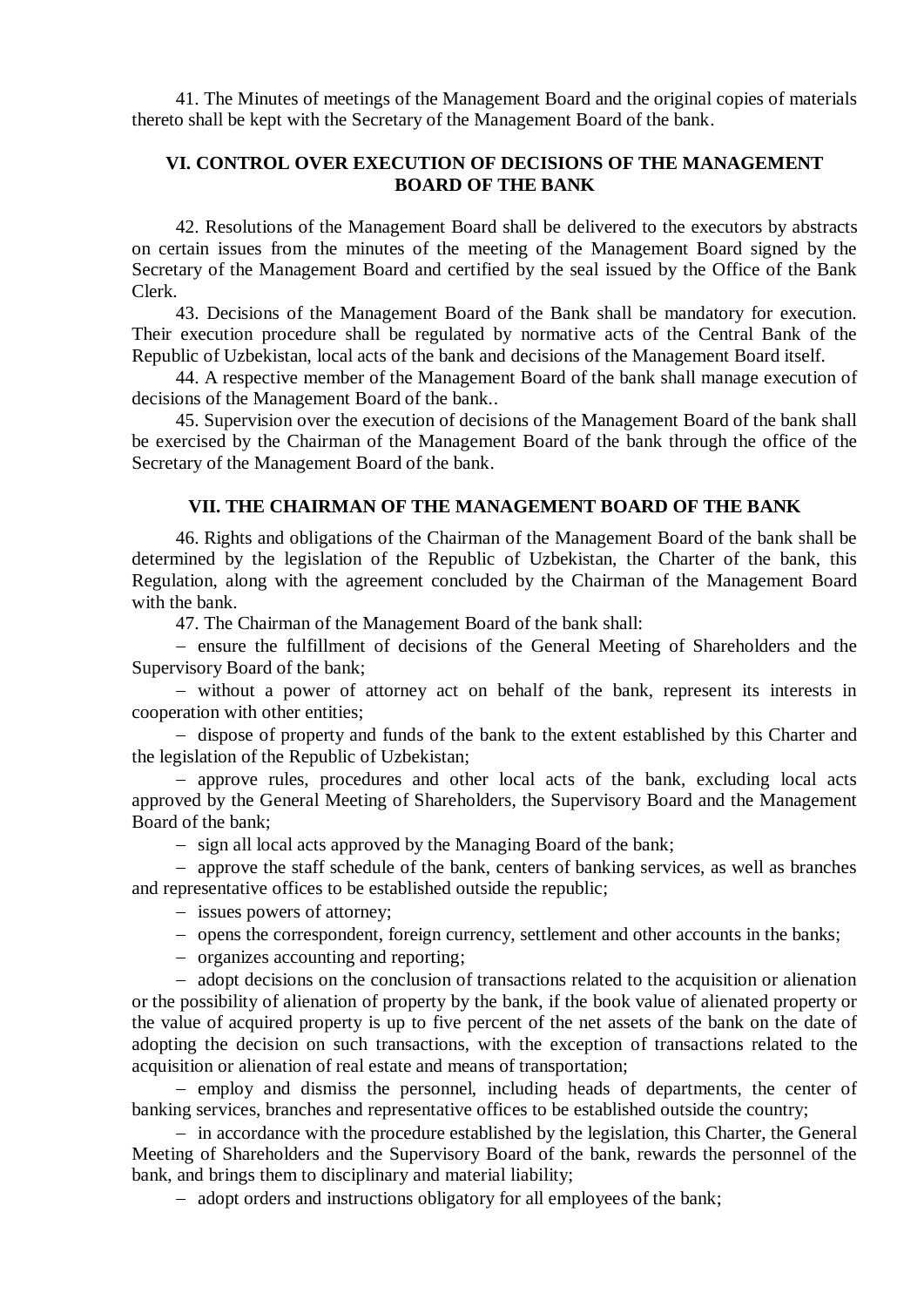41. The Minutes of meetings of the Management Board and the original copies of materials thereto shall be kept with the Secretary of the Management Board of the bank.

## VI. CONTROL OVER EXECUTION OF DECISIONS OF THE MANAGEMENT BOARD OF THE BANK

42. Resolutions of the Management Board shall be delivered to the executors by abstracts on certain issues from the minutes of the meeting of the Management Board signed by the Secretary of the Management Board and certified by the seal issued by the Office of the Bank Clerk.

43. Decisions of the Management Board of the Bank shall be mandatory for execution. Their execution procedure shall be regulated by normative acts of the Central Bank of the Republic of Uzbekistan, local acts of the bank and decisions of the Management Board itself.

44. A respective member of the Management Board of the bank shall manage execution of decisions of the Management Board of the bank..

45. Supervision over the execution of decisions of the Management Board of the bank shall be exercised by the Chairman of the Management Board of the bank through the office of the Secretary of the Management Board of the bank.

## VII. THE CHAIRMAN OF THE MANAGEMENT BOARD OF THE BANK

46. Rights and obligations of the Chairman of the Management Board of the bank shall be determined by the legislation of the Republic of Uzbekistan, the Charter of the bank, this Regulation, along with the agreement concluded by the Chairman of the Management Board with the bank.

47. The Chairman of the Management Board of the bank shall:

- ensure the fulfillment of decisions of the General Meeting of Shareholders and the Supervisory Board of the bank;
- without a power of attorney act on behalf of the bank, represent its interests in cooperation with other entities;
- dispose of property and funds of the bank to the extent established by this Charter and the legislation of the Republic of Uzbekistan;
- approve rules, procedures and other local acts of the bank, excluding local acts approved by the General Meeting of Shareholders, the Supervisory Board and the Management Board of the bank;
- sign all local acts approved by the Managing Board of the bank;
- approve the staff schedule of the bank, centers of banking services, as well as branches and representative offices to be established outside the republic;
- issues powers of attorney;
- opens the correspondent, foreign currency, settlement and other accounts in the banks;
- organizes accounting and reporting;
- adopt decisions on the conclusion of transactions related to the acquisition or alienation or the possibility of alienation of property by the bank, if the book value of alienated property or the value of acquired property is up to five percent of the net assets of the bank on the date of adopting the decision on such transactions, with the exception of transactions related to the acquisition or alienation of real estate and means of transportation;
- employ and dismiss the personnel, including heads of departments, the center of banking services, branches and representative offices to be established outside the country;
- in accordance with the procedure established by the legislation, this Charter, the General Meeting of Shareholders and the Supervisory Board of the bank, rewards the personnel of the bank, and brings them to disciplinary and material liability;
- adopt orders and instructions obligatory for all employees of the bank;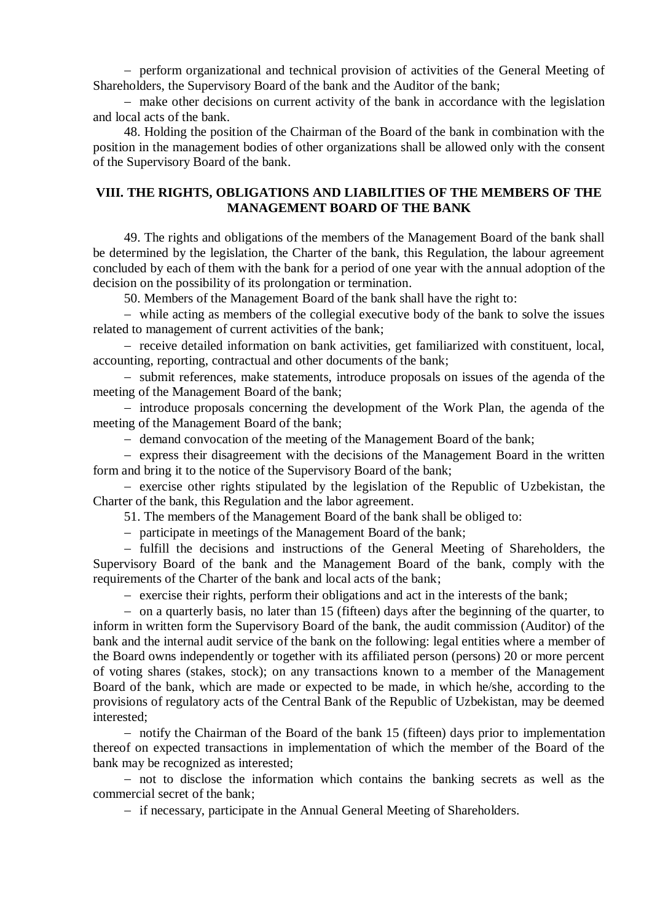– perform organizational and technical provision of activities of the General Meeting of Shareholders, the Supervisory Board of the bank and the Auditor of the bank;

– make other decisions on current activity of the bank in accordance with the legislation and local acts of the bank.

48. Holding the position of the Chairman of the Board of the bank in combination with the position in the management bodies of other organizations shall be allowed only with the consent of the Supervisory Board of the bank.

## VIII. THE RIGHTS, OBLIGATIONS AND LIABILITIES OF THE MEMBERS OF THE MANAGEMENT BOARD OF THE BANK

49. The rights and obligations of the members of the Management Board of the bank shall be determined by the legislation, the Charter of the bank, this Regulation, the labour agreement concluded by each of them with the bank for a period of one year with the annual adoption of the decision on the possibility of its prolongation or termination.

50. Members of the Management Board of the bank shall have the right to:

– while acting as members of the collegial executive body of the bank to solve the issues related to management of current activities of the bank;

– receive detailed information on bank activities, get familiarized with constituent, local, accounting, reporting, contractual and other documents of the bank;

– submit references, make statements, introduce proposals on issues of the agenda of the meeting of the Management Board of the bank;

– introduce proposals concerning the development of the Work Plan, the agenda of the meeting of the Management Board of the bank;

– demand convocation of the meeting of the Management Board of the bank;

– express their disagreement with the decisions of the Management Board in the written form and bring it to the notice of the Supervisory Board of the bank;

– exercise other rights stipulated by the legislation of the Republic of Uzbekistan, the Charter of the bank, this Regulation and the labor agreement.

51. The members of the Management Board of the bank shall be obliged to:

– participate in meetings of the Management Board of the bank;

– fulfill the decisions and instructions of the General Meeting of Shareholders, the Supervisory Board of the bank and the Management Board of the bank, comply with the requirements of the Charter of the bank and local acts of the bank;

– exercise their rights, perform their obligations and act in the interests of the bank;

– on a quarterly basis, no later than 15 (fifteen) days after the beginning of the quarter, to inform in written form the Supervisory Board of the bank, the audit commission (Auditor) of the bank and the internal audit service of the bank on the following: legal entities where a member of the Board owns independently or together with its affiliated person (persons) 20 or more percent of voting shares (stakes, stock); on any transactions known to a member of the Management Board of the bank, which are made or expected to be made, in which he/she, according to the provisions of regulatory acts of the Central Bank of the Republic of Uzbekistan, may be deemed interested;

– notify the Chairman of the Board of the bank 15 (fifteen) days prior to implementation thereof on expected transactions in implementation of which the member of the Board of the bank may be recognized as interested;

– not to disclose the information which contains the banking secrets as well as the commercial secret of the bank;

– if necessary, participate in the Annual General Meeting of Shareholders.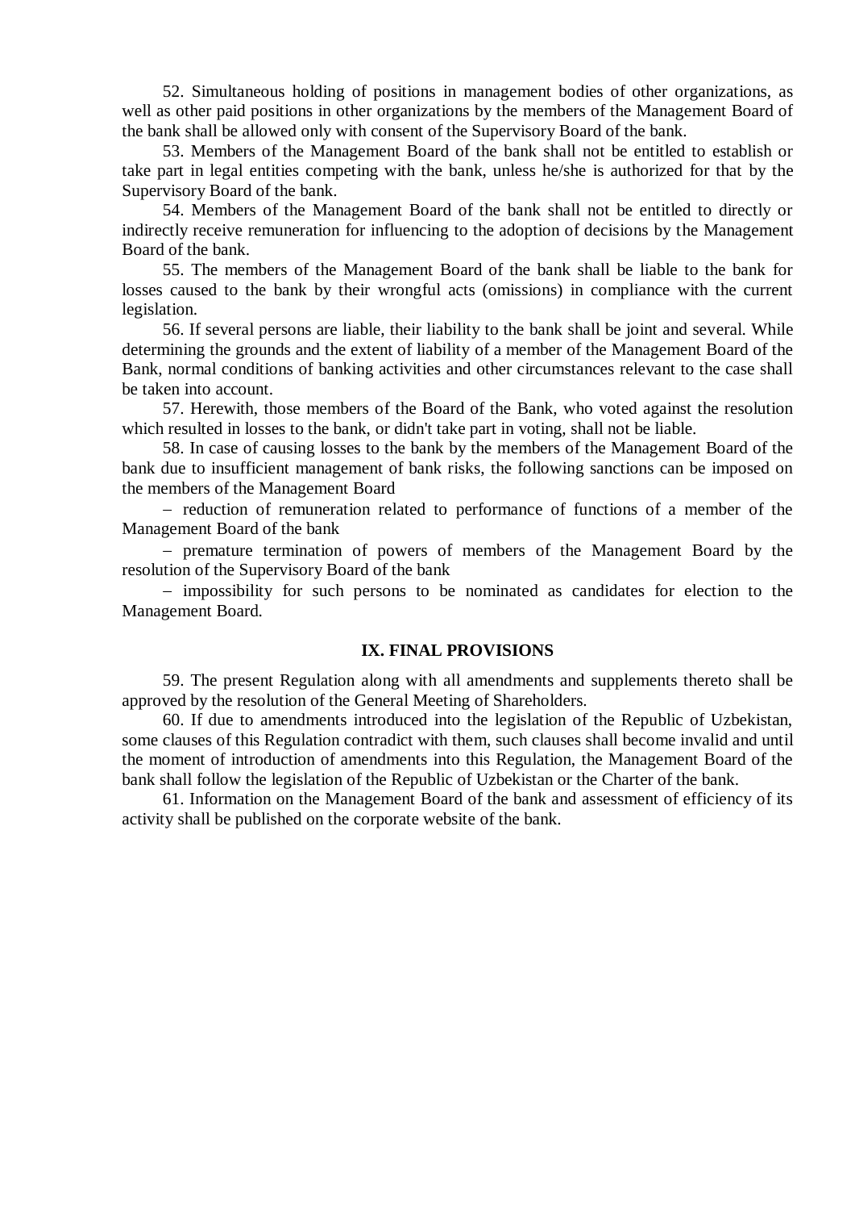52. Simultaneous holding of positions in management bodies of other organizations, as well as other paid positions in other organizations by the members of the Management Board of the bank shall be allowed only with consent of the Supervisory Board of the bank.

53. Members of the Management Board of the bank shall not be entitled to establish or take part in legal entities competing with the bank, unless he/she is authorized for that by the Supervisory Board of the bank.

54. Members of the Management Board of the bank shall not be entitled to directly or indirectly receive remuneration for influencing to the adoption of decisions by the Management Board of the bank.

55. The members of the Management Board of the bank shall be liable to the bank for losses caused to the bank by their wrongful acts (omissions) in compliance with the current legislation.

56. If several persons are liable, their liability to the bank shall be joint and several. While determining the grounds and the extent of liability of a member of the Management Board of the Bank, normal conditions of banking activities and other circumstances relevant to the case shall be taken into account.

57. Herewith, those members of the Board of the Bank, who voted against the resolution which resulted in losses to the bank, or didn't take part in voting, shall not be liable.

58. In case of causing losses to the bank by the members of the Management Board of the bank due to insufficient management of bank risks, the following sanctions can be imposed on the members of the Management Board

– reduction of remuneration related to performance of functions of a member of the Management Board of the bank

– premature termination of powers of members of the Management Board by the resolution of the Supervisory Board of the bank

– impossibility for such persons to be nominated as candidates for election to the Management Board.

## IX. FINAL PROVISIONS

59. The present Regulation along with all amendments and supplements thereto shall be approved by the resolution of the General Meeting of Shareholders.

60. If due to amendments introduced into the legislation of the Republic of Uzbekistan, some clauses of this Regulation contradict with them, such clauses shall become invalid and until the moment of introduction of amendments into this Regulation, the Management Board of the bank shall follow the legislation of the Republic of Uzbekistan or the Charter of the bank.

61. Information on the Management Board of the bank and assessment of efficiency of its activity shall be published on the corporate website of the bank.